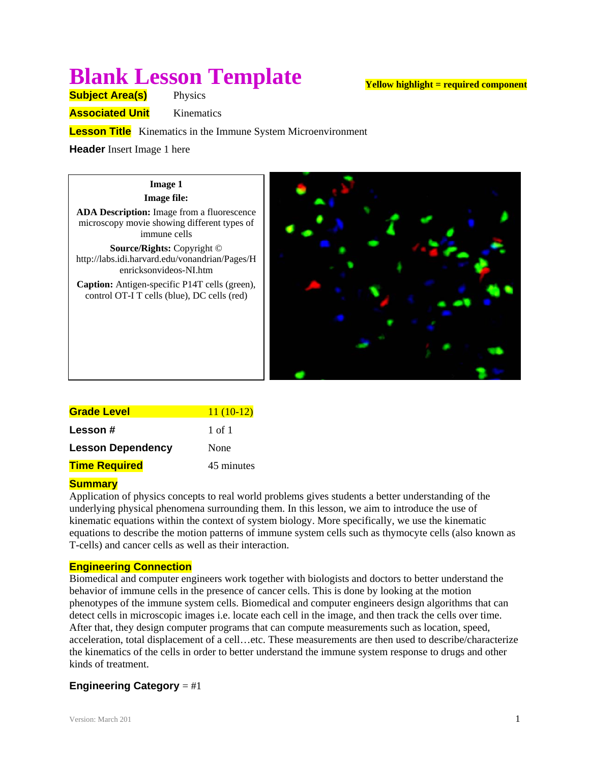# Blank Lesson Template

**Yellow highlight = required component**

**Subject Area(s)** Physics

**Associated Unit** Kinematics

**Lesson Title** Kinematics in the Immune System Microenvironment

**Header** Insert Image 1 here

**Image 1**

**Image file:**

**ADA Description:** Image from a fluorescence microscopy movie showing different types of immune cells

**Source/Rights:** Copyright © http://labs.idi.harvard.edu/vonandrian/Pages/Henricksonvideos-NI.htm

**Caption:** Antigen-specific P14T cells (green), control OT-I T cells (blue), DC cells (red)

| | |
|---|---|
| **Grade Level** | 11 (10-12) |
| **Lesson #** | 1 of 1 |
| **Lesson Dependency** | None |
| **Time Required** | 45 minutes |

## Summary

Application of physics concepts to real world problems gives students a better understanding of the underlying physical phenomena surrounding them. In this lesson, we aim to introduce the use of kinematic equations within the context of system biology. More specifically, we use the kinematic equations to describe the motion patterns of immune system cells such as thymocyte cells (also known as T-cells) and cancer cells as well as their interaction.

## Engineering Connection

Biomedical and computer engineers work together with biologists and doctors to better understand the behavior of immune cells in the presence of cancer cells. This is done by looking at the motion phenotypes of the immune system cells. Biomedical and computer engineers design algorithms that can detect cells in microscopic images i.e. locate each cell in the image, and then track the cells over time. After that, they design computer programs that can compute measurements such as location, speed, acceleration, total displacement of a cell…etc. These measurements are then used to describe/characterize the kinematics of the cells in order to better understand the immune system response to drugs and other kinds of treatment.

**Engineering Category** = #1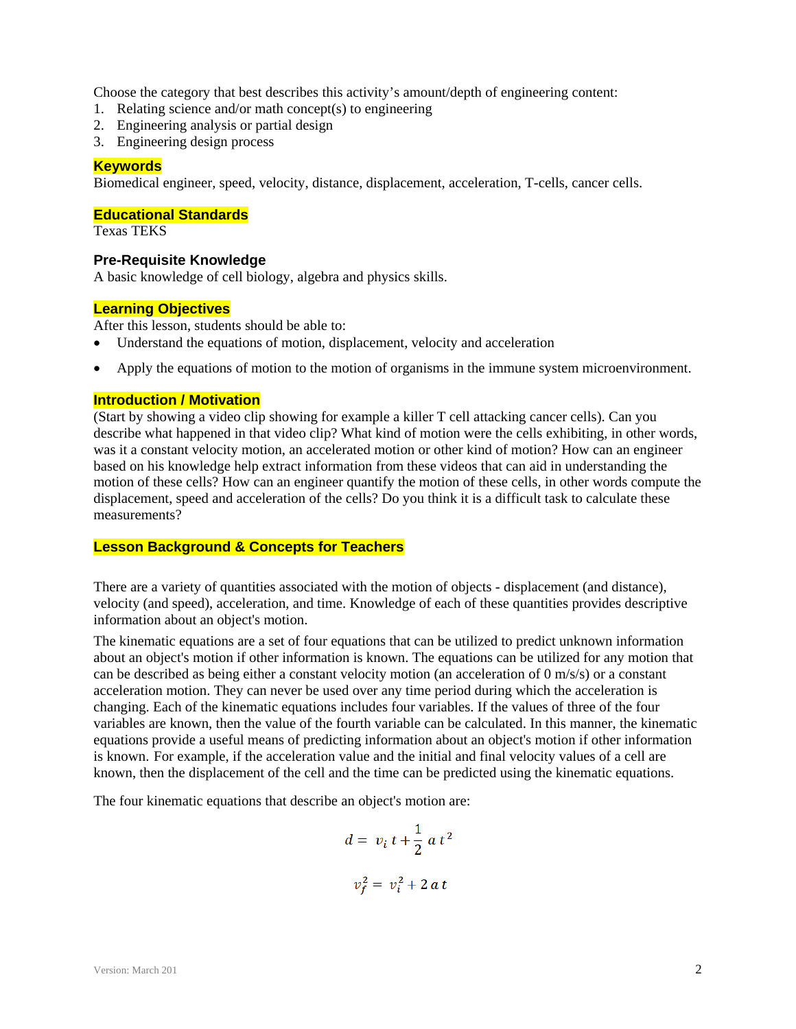Choose the category that best describes this activity's amount/depth of engineering content:

1. Relating science and/or math concept(s) to engineering
2. Engineering analysis or partial design
3. Engineering design process

## Keywords

Biomedical engineer, speed, velocity, distance, displacement, acceleration, T-cells, cancer cells.

## Educational Standards

Texas TEKS

## Pre-Requisite Knowledge

A basic knowledge of cell biology, algebra and physics skills.

## Learning Objectives

After this lesson, students should be able to:

- Understand the equations of motion, displacement, velocity and acceleration
- Apply the equations of motion to the motion of organisms in the immune system microenvironment.

## Introduction / Motivation

(Start by showing a video clip showing for example a killer T cell attacking cancer cells). Can you describe what happened in that video clip? What kind of motion were the cells exhibiting, in other words, was it a constant velocity motion, an accelerated motion or other kind of motion? How can an engineer based on his knowledge help extract information from these videos that can aid in understanding the motion of these cells? How can an engineer quantify the motion of these cells, in other words compute the displacement, speed and acceleration of the cells? Do you think it is a difficult task to calculate these measurements?

## Lesson Background & Concepts for Teachers

There are a variety of quantities associated with the motion of objects - displacement (and distance), velocity (and speed), acceleration, and time. Knowledge of each of these quantities provides descriptive information about an object's motion.

The kinematic equations are a set of four equations that can be utilized to predict unknown information about an object's motion if other information is known. The equations can be utilized for any motion that can be described as being either a constant velocity motion (an acceleration of 0 m/s/s) or a constant acceleration motion. They can never be used over any time period during which the acceleration is changing. Each of the kinematic equations includes four variables. If the values of three of the four variables are known, then the value of the fourth variable can be calculated. In this manner, the kinematic equations provide a useful means of predicting information about an object's motion if other information is known. For example, if the acceleration value and the initial and final velocity values of a cell are known, then the displacement of the cell and the time can be predicted using the kinematic equations.

The four kinematic equations that describe an object's motion are:

$$d = v_i \, t + \frac{1}{2} \, a \, t^2$$

$$v_f^2 = v_i^2 + 2 \, a \, t$$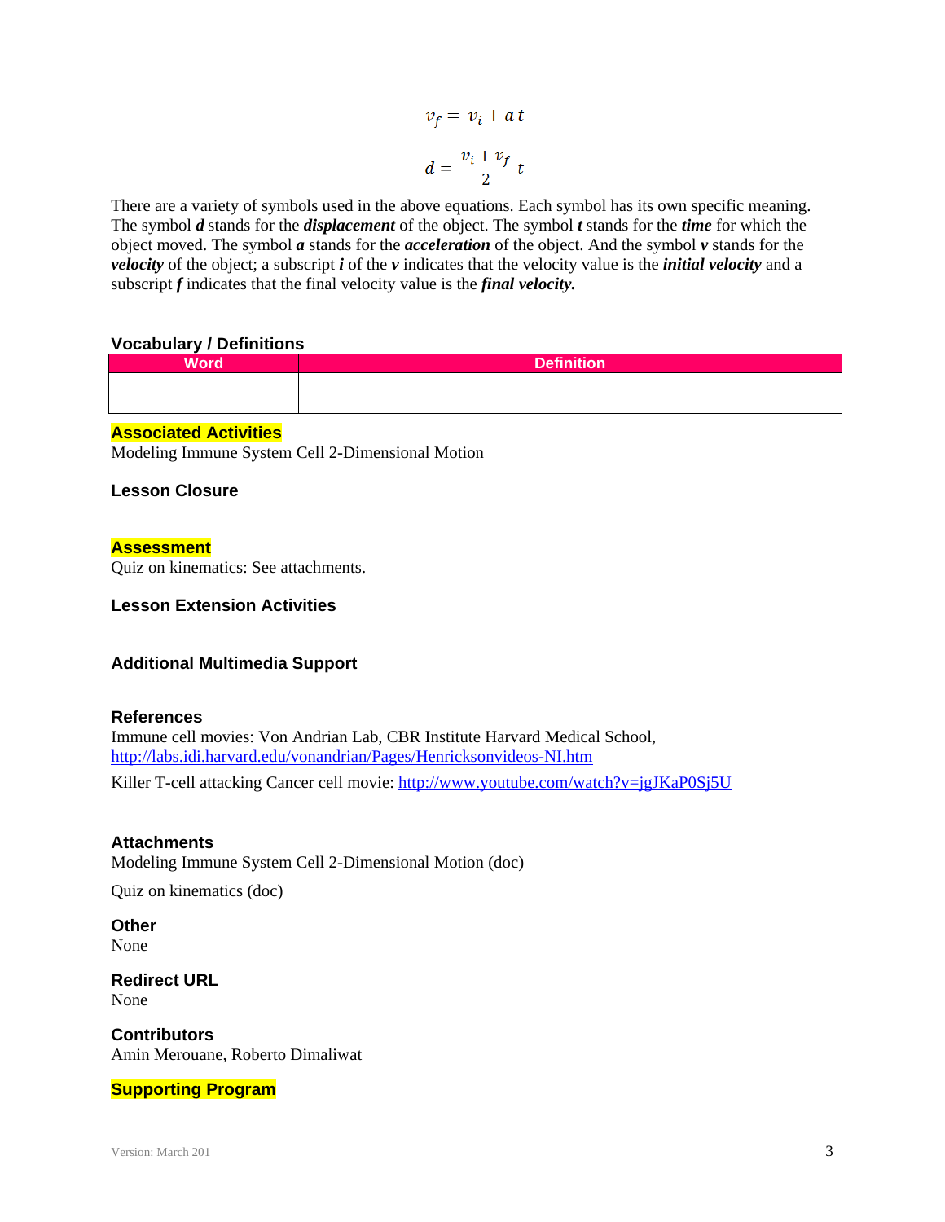$$v_f = v_i + a\,t$$

$$d = \frac{v_i + v_f}{2}\,t$$

There are a variety of symbols used in the above equations. Each symbol has its own specific meaning. The symbol ***d*** stands for the ***displacement*** of the object. The symbol ***t*** stands for the ***time*** for which the object moved. The symbol ***a*** stands for the ***acceleration*** of the object. And the symbol ***v*** stands for the ***velocity*** of the object; a subscript ***i*** of the ***v*** indicates that the velocity value is the ***initial velocity*** and a subscript ***f*** indicates that the final velocity value is the ***final velocity.***

### Vocabulary / Definitions

| Word | Definition |
|---|---|
| | |
| | |

### Associated Activities

Modeling Immune System Cell 2-Dimensional Motion

### Lesson Closure

### Assessment

Quiz on kinematics: See attachments.

### Lesson Extension Activities

### Additional Multimedia Support

### References

Immune cell movies: Von Andrian Lab, CBR Institute Harvard Medical School, http://labs.idi.harvard.edu/vonandrian/Pages/Henricksonvideos-NI.htm

Killer T-cell attacking Cancer cell movie: http://www.youtube.com/watch?v=jgJKaP0Sj5U

### Attachments

Modeling Immune System Cell 2-Dimensional Motion (doc)

Quiz on kinematics (doc)

### Other

None

### Redirect URL

None

### Contributors

Amin Merouane, Roberto Dimaliwat

### Supporting Program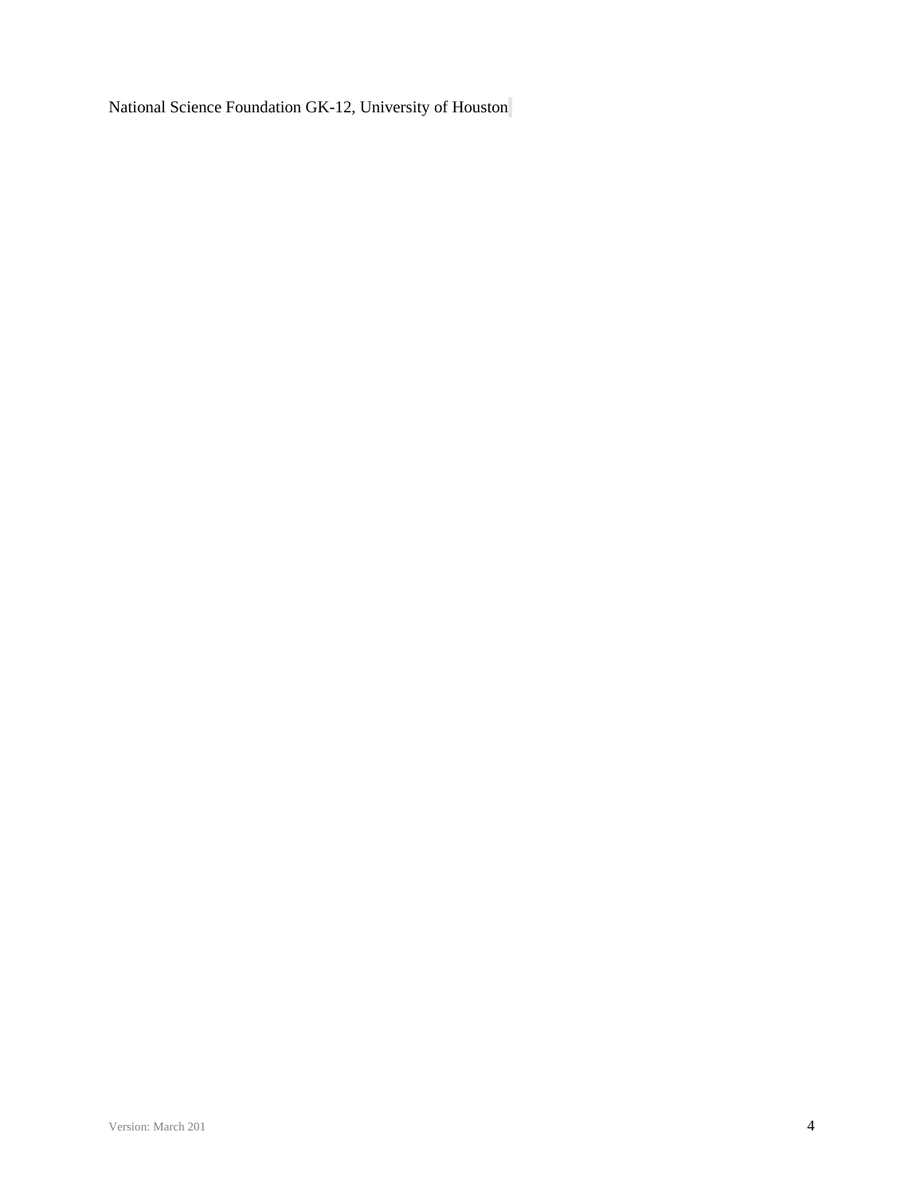National Science Foundation GK-12, University of Houston